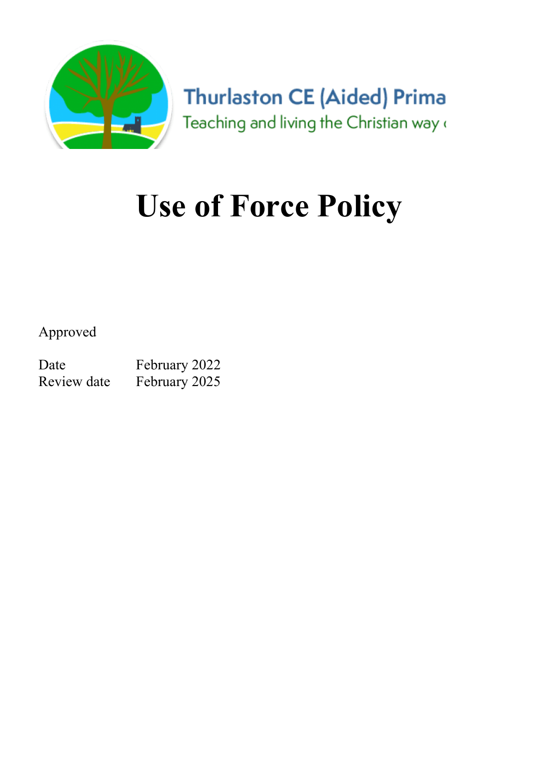Thurlaston CE (Aided) Prima

Teaching and living the Christian way

# Use of Force Policy

Approved

| Date | February 2022 |
|---|---|
| Review date | February 2025 |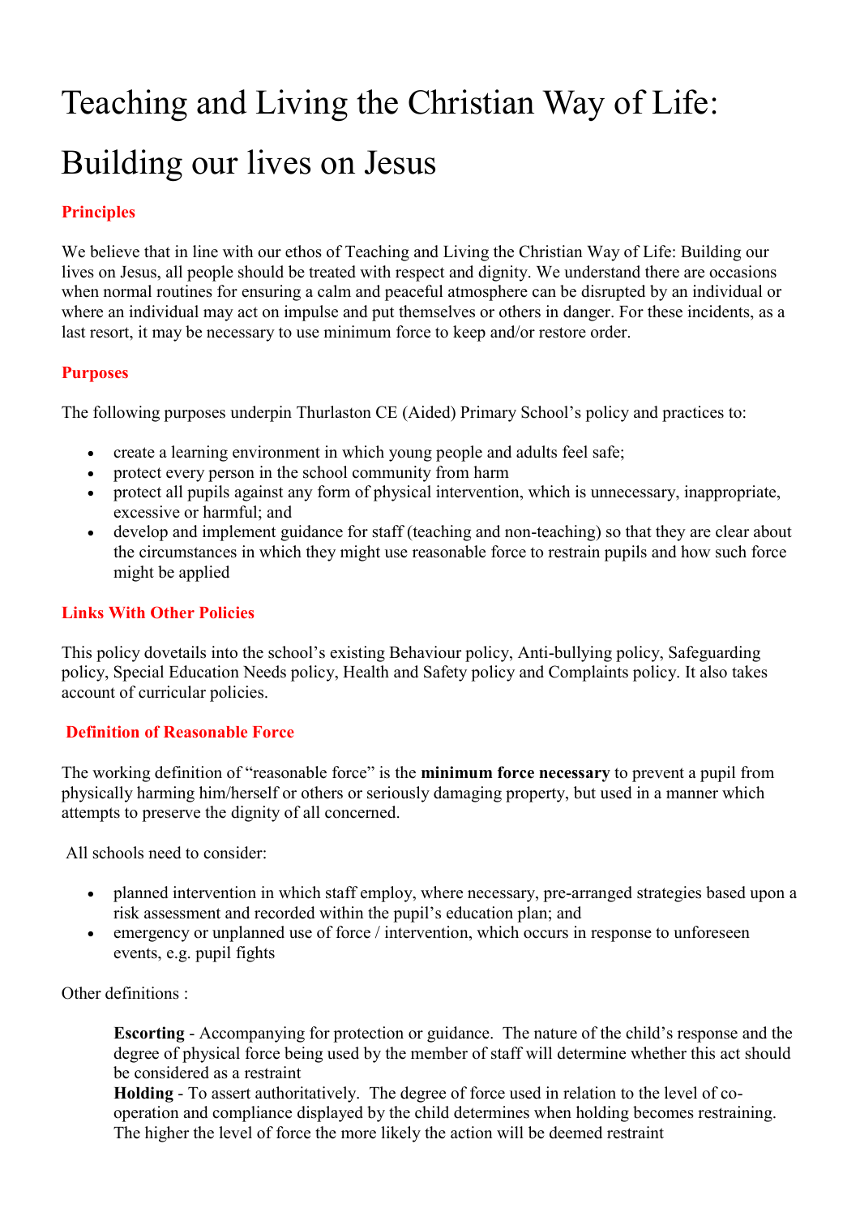# Teaching and Living the Christian Way of Life: Building our lives on Jesus

### Principles

We believe that in line with our ethos of Teaching and Living the Christian Way of Life: Building our lives on Jesus, all people should be treated with respect and dignity. We understand there are occasions when normal routines for ensuring a calm and peaceful atmosphere can be disrupted by an individual or where an individual may act on impulse and put themselves or others in danger. For these incidents, as a last resort, it may be necessary to use minimum force to keep and/or restore order.

### Purposes

The following purposes underpin Thurlaston CE (Aided) Primary School's policy and practices to:

- create a learning environment in which young people and adults feel safe;
- protect every person in the school community from harm
- protect all pupils against any form of physical intervention, which is unnecessary, inappropriate, excessive or harmful; and
- develop and implement guidance for staff (teaching and non-teaching) so that they are clear about the circumstances in which they might use reasonable force to restrain pupils and how such force might be applied

### Links With Other Policies

This policy dovetails into the school's existing Behaviour policy, Anti-bullying policy, Safeguarding policy, Special Education Needs policy, Health and Safety policy and Complaints policy. It also takes account of curricular policies.

### Definition of Reasonable Force

The working definition of "reasonable force" is the **minimum force necessary** to prevent a pupil from physically harming him/herself or others or seriously damaging property, but used in a manner which attempts to preserve the dignity of all concerned.

All schools need to consider:

- planned intervention in which staff employ, where necessary, pre-arranged strategies based upon a risk assessment and recorded within the pupil's education plan; and
- emergency or unplanned use of force / intervention, which occurs in response to unforeseen events, e.g. pupil fights

Other definitions :

**Escorting** - Accompanying for protection or guidance. The nature of the child's response and the degree of physical force being used by the member of staff will determine whether this act should be considered as a restraint
**Holding** - To assert authoritatively. The degree of force used in relation to the level of co-operation and compliance displayed by the child determines when holding becomes restraining. The higher the level of force the more likely the action will be deemed restraint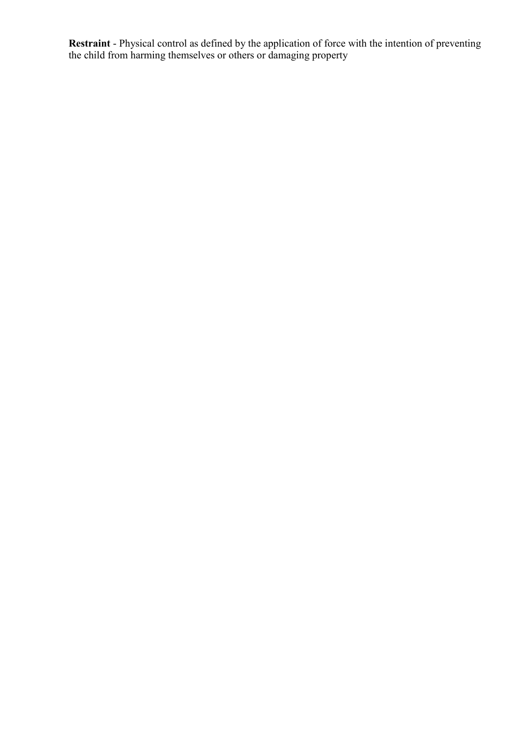**Restraint** - Physical control as defined by the application of force with the intention of preventing the child from harming themselves or others or damaging property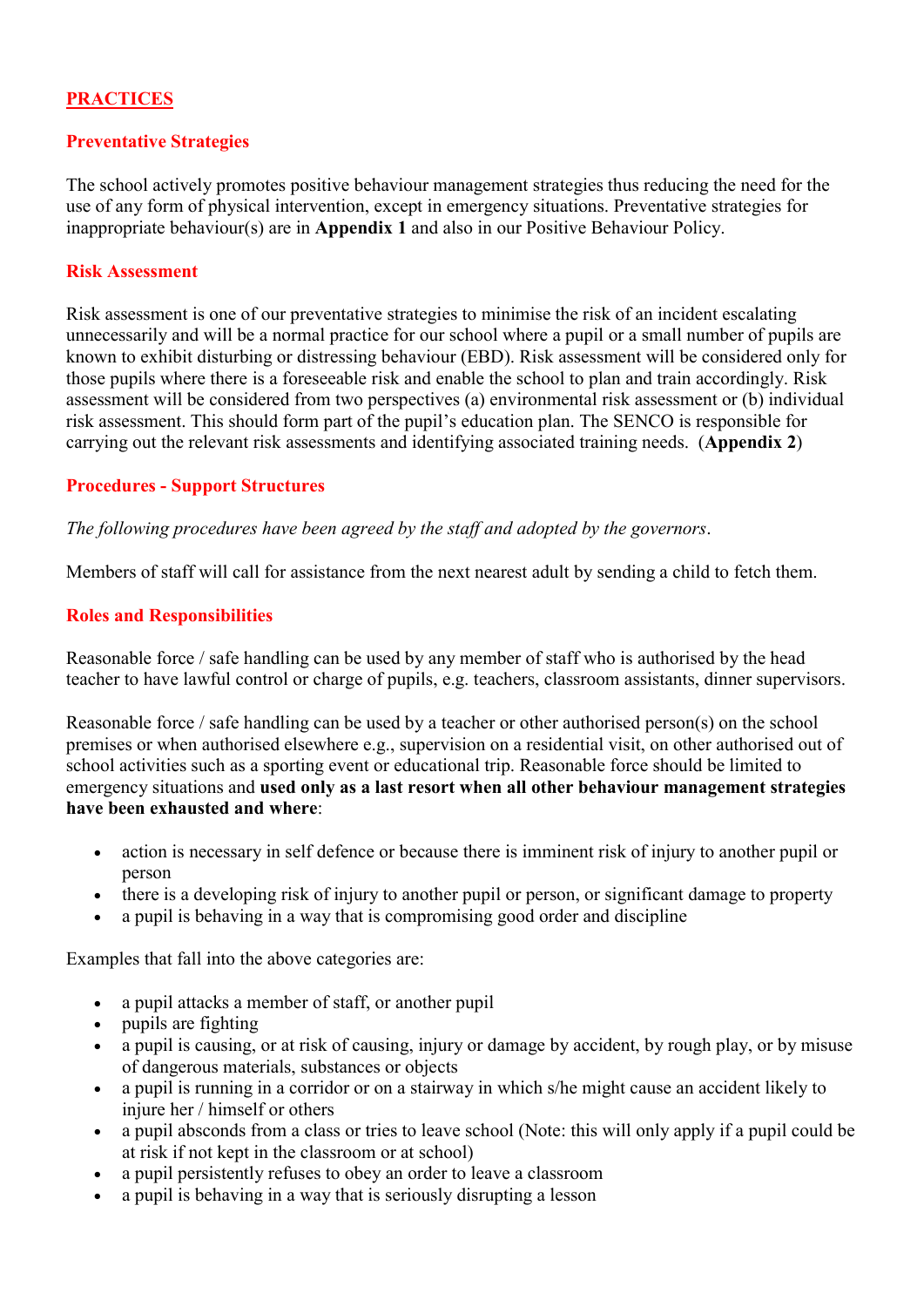## PRACTICES

### Preventative Strategies

The school actively promotes positive behaviour management strategies thus reducing the need for the use of any form of physical intervention, except in emergency situations. Preventative strategies for inappropriate behaviour(s) are in **Appendix 1** and also in our Positive Behaviour Policy.

### Risk Assessment

Risk assessment is one of our preventative strategies to minimise the risk of an incident escalating unnecessarily and will be a normal practice for our school where a pupil or a small number of pupils are known to exhibit disturbing or distressing behaviour (EBD). Risk assessment will be considered only for those pupils where there is a foreseeable risk and enable the school to plan and train accordingly. Risk assessment will be considered from two perspectives (a) environmental risk assessment or (b) individual risk assessment. This should form part of the pupil's education plan. The SENCO is responsible for carrying out the relevant risk assessments and identifying associated training needs. (**Appendix 2**)

### Procedures - Support Structures

*The following procedures have been agreed by the staff and adopted by the governors*.

Members of staff will call for assistance from the next nearest adult by sending a child to fetch them.

### Roles and Responsibilities

Reasonable force / safe handling can be used by any member of staff who is authorised by the head teacher to have lawful control or charge of pupils, e.g. teachers, classroom assistants, dinner supervisors.

Reasonable force / safe handling can be used by a teacher or other authorised person(s) on the school premises or when authorised elsewhere e.g., supervision on a residential visit, on other authorised out of school activities such as a sporting event or educational trip. Reasonable force should be limited to emergency situations and **used only as a last resort when all other behaviour management strategies have been exhausted and where**:

- action is necessary in self defence or because there is imminent risk of injury to another pupil or person
- there is a developing risk of injury to another pupil or person, or significant damage to property
- a pupil is behaving in a way that is compromising good order and discipline

Examples that fall into the above categories are:

- a pupil attacks a member of staff, or another pupil
- pupils are fighting
- a pupil is causing, or at risk of causing, injury or damage by accident, by rough play, or by misuse of dangerous materials, substances or objects
- a pupil is running in a corridor or on a stairway in which s/he might cause an accident likely to injure her / himself or others
- a pupil absconds from a class or tries to leave school (Note: this will only apply if a pupil could be at risk if not kept in the classroom or at school)
- a pupil persistently refuses to obey an order to leave a classroom
- a pupil is behaving in a way that is seriously disrupting a lesson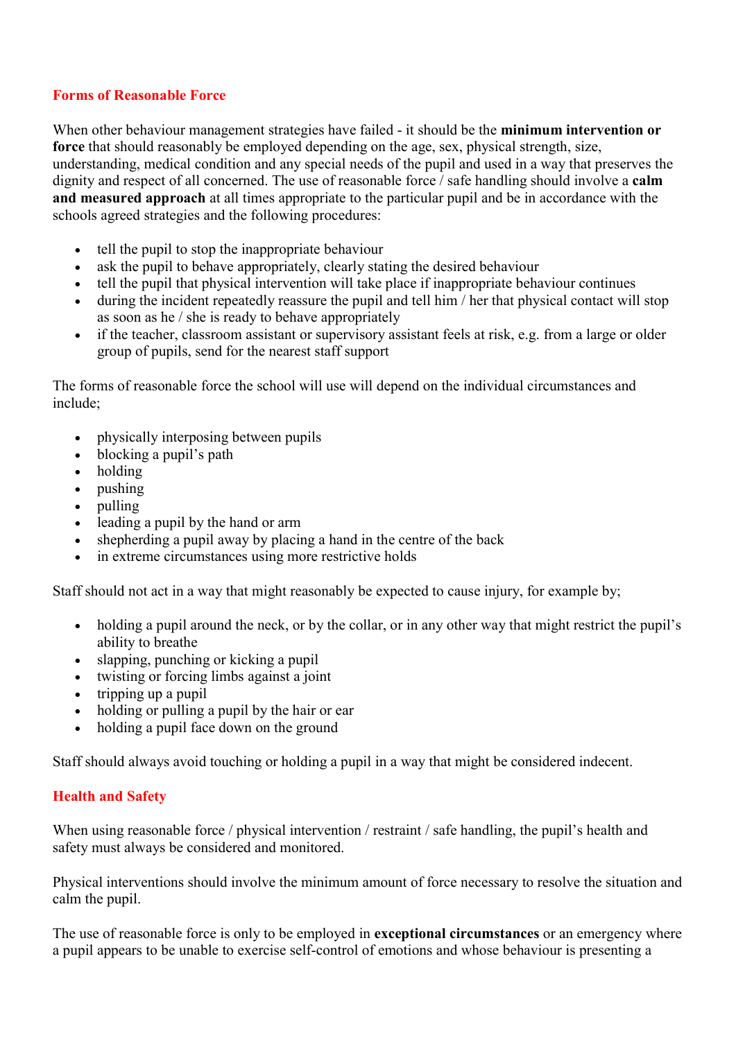## Forms of Reasonable Force

When other behaviour management strategies have failed - it should be the **minimum intervention or force** that should reasonably be employed depending on the age, sex, physical strength, size, understanding, medical condition and any special needs of the pupil and used in a way that preserves the dignity and respect of all concerned. The use of reasonable force / safe handling should involve a **calm and measured approach** at all times appropriate to the particular pupil and be in accordance with the schools agreed strategies and the following procedures:

- tell the pupil to stop the inappropriate behaviour
- ask the pupil to behave appropriately, clearly stating the desired behaviour
- tell the pupil that physical intervention will take place if inappropriate behaviour continues
- during the incident repeatedly reassure the pupil and tell him / her that physical contact will stop as soon as he / she is ready to behave appropriately
- if the teacher, classroom assistant or supervisory assistant feels at risk, e.g. from a large or older group of pupils, send for the nearest staff support

The forms of reasonable force the school will use will depend on the individual circumstances and include;

- physically interposing between pupils
- blocking a pupil's path
- holding
- pushing
- pulling
- leading a pupil by the hand or arm
- shepherding a pupil away by placing a hand in the centre of the back
- in extreme circumstances using more restrictive holds

Staff should not act in a way that might reasonably be expected to cause injury, for example by;

- holding a pupil around the neck, or by the collar, or in any other way that might restrict the pupil's ability to breathe
- slapping, punching or kicking a pupil
- twisting or forcing limbs against a joint
- tripping up a pupil
- holding or pulling a pupil by the hair or ear
- holding a pupil face down on the ground

Staff should always avoid touching or holding a pupil in a way that might be considered indecent.

## Health and Safety

When using reasonable force / physical intervention / restraint / safe handling, the pupil's health and safety must always be considered and monitored.

Physical interventions should involve the minimum amount of force necessary to resolve the situation and calm the pupil.

The use of reasonable force is only to be employed in **exceptional circumstances** or an emergency where a pupil appears to be unable to exercise self-control of emotions and whose behaviour is presenting a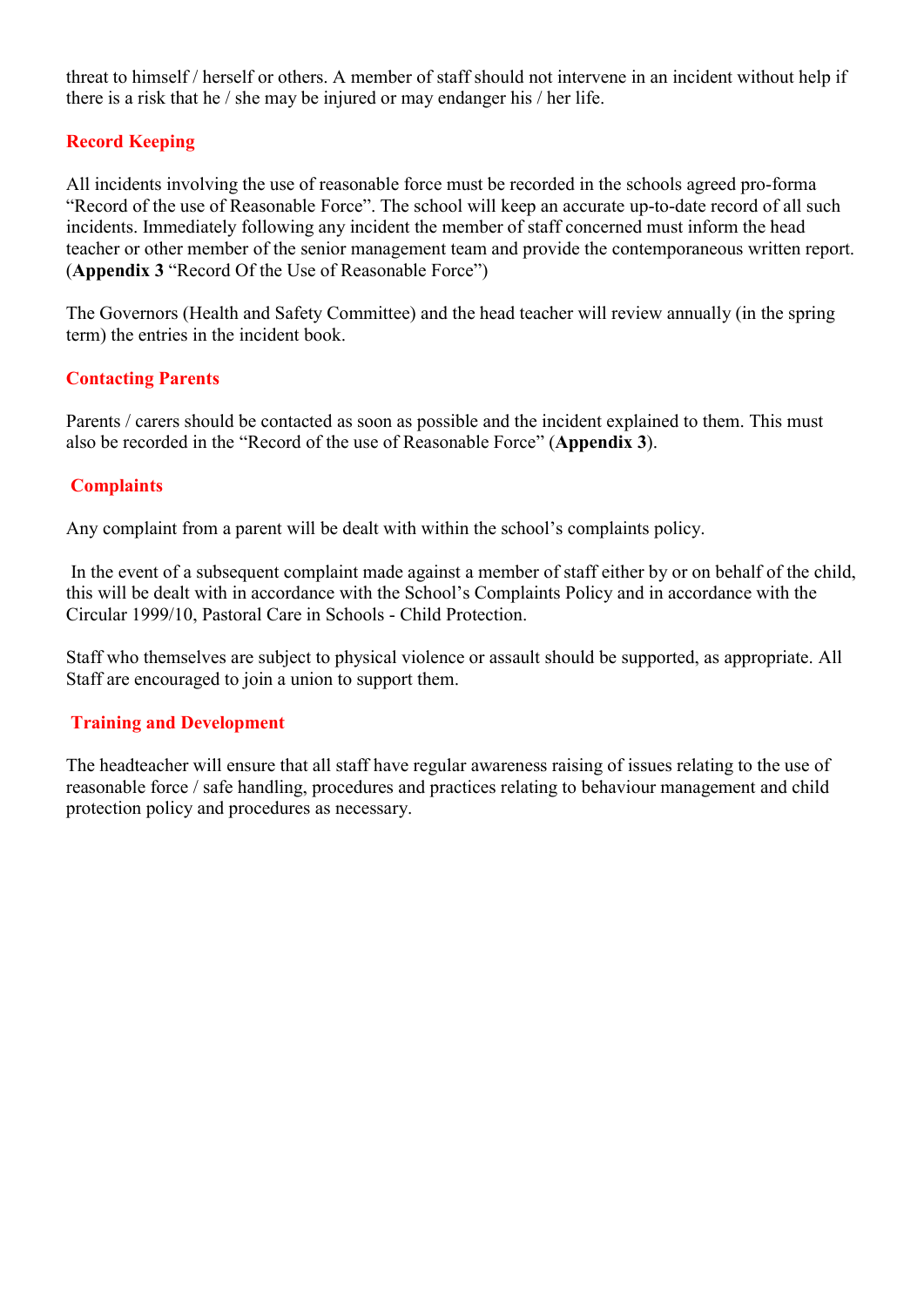threat to himself / herself or others. A member of staff should not intervene in an incident without help if there is a risk that he / she may be injured or may endanger his / her life.

## Record Keeping

All incidents involving the use of reasonable force must be recorded in the schools agreed pro-forma "Record of the use of Reasonable Force". The school will keep an accurate up-to-date record of all such incidents. Immediately following any incident the member of staff concerned must inform the head teacher or other member of the senior management team and provide the contemporaneous written report. (**Appendix 3** "Record Of the Use of Reasonable Force")

The Governors (Health and Safety Committee) and the head teacher will review annually (in the spring term) the entries in the incident book.

## Contacting Parents

Parents / carers should be contacted as soon as possible and the incident explained to them. This must also be recorded in the "Record of the use of Reasonable Force" (**Appendix 3**).

## Complaints

Any complaint from a parent will be dealt with within the school's complaints policy.

In the event of a subsequent complaint made against a member of staff either by or on behalf of the child, this will be dealt with in accordance with the School's Complaints Policy and in accordance with the Circular 1999/10, Pastoral Care in Schools - Child Protection.

Staff who themselves are subject to physical violence or assault should be supported, as appropriate. All Staff are encouraged to join a union to support them.

## Training and Development

The headteacher will ensure that all staff have regular awareness raising of issues relating to the use of reasonable force / safe handling, procedures and practices relating to behaviour management and child protection policy and procedures as necessary.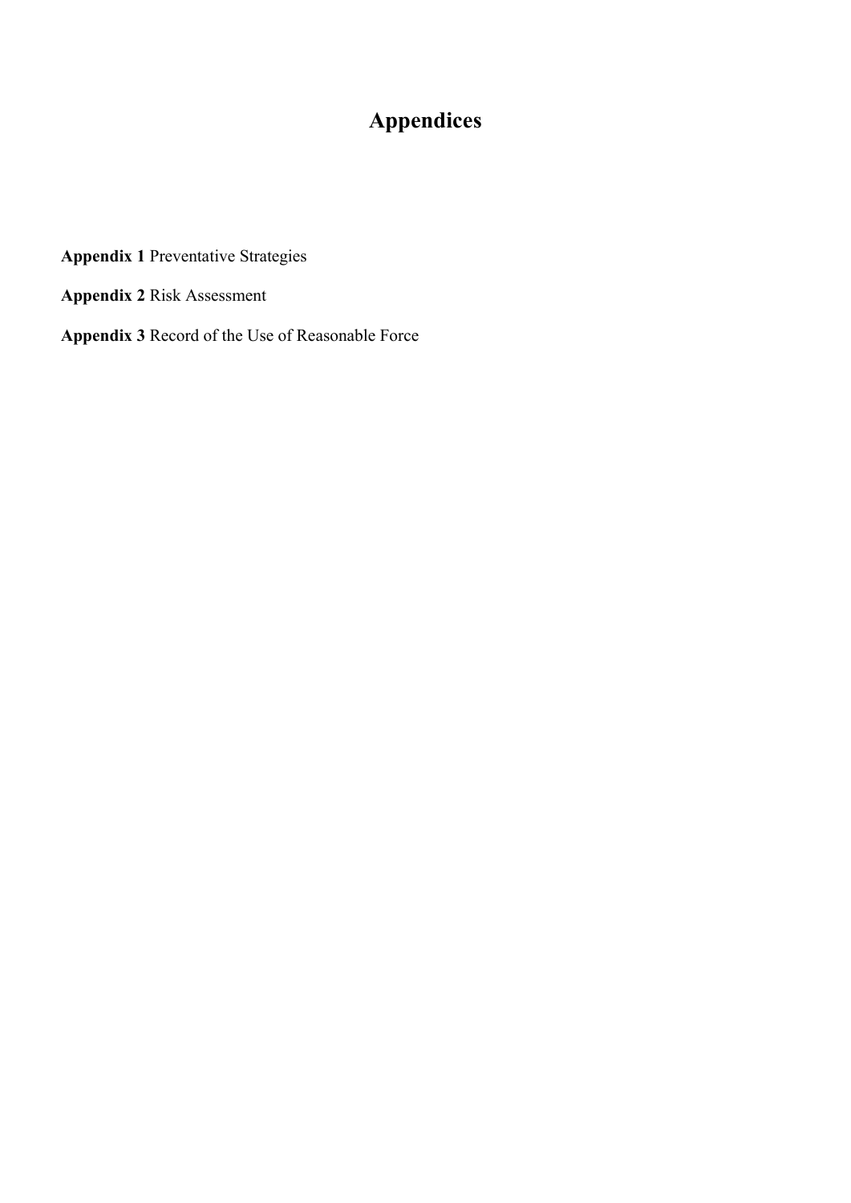# Appendices

**Appendix 1** Preventative Strategies

**Appendix 2** Risk Assessment

**Appendix 3** Record of the Use of Reasonable Force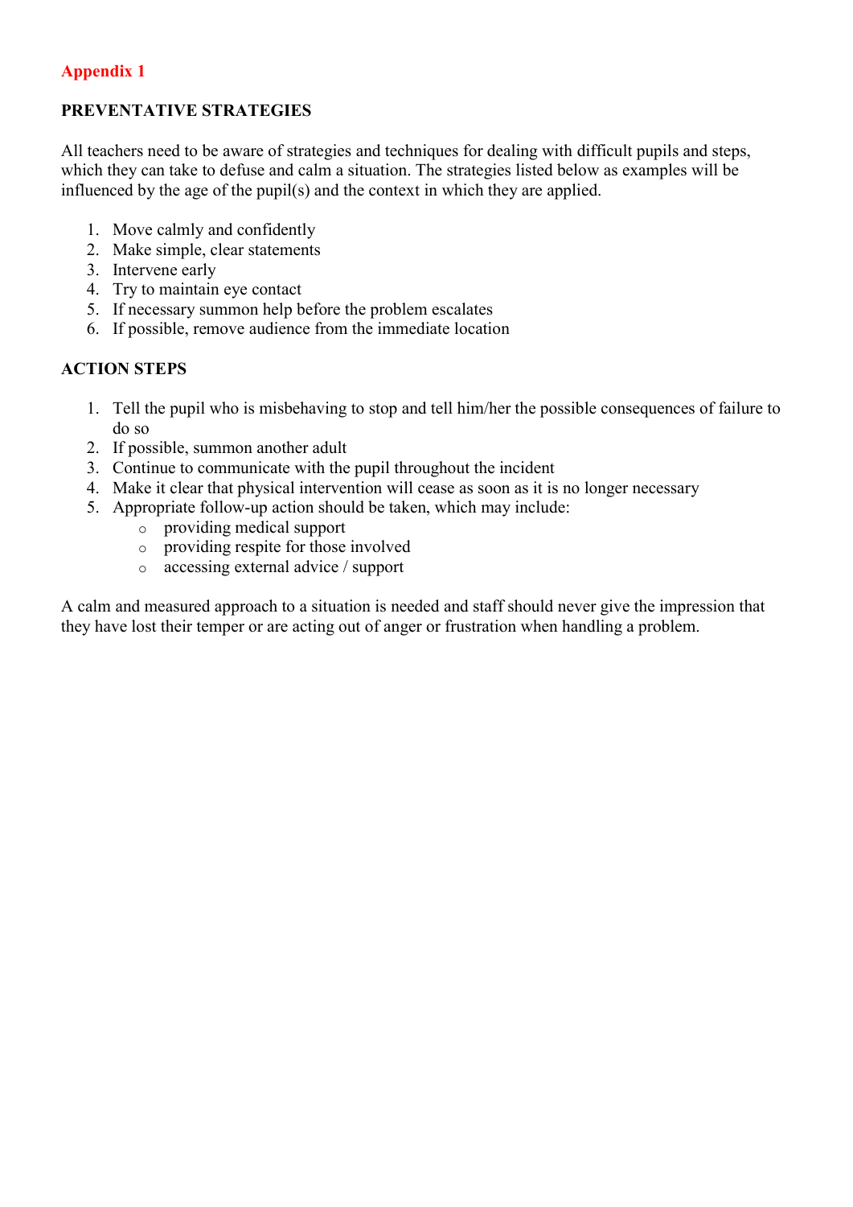**Appendix 1**

**PREVENTATIVE STRATEGIES**

All teachers need to be aware of strategies and techniques for dealing with difficult pupils and steps, which they can take to defuse and calm a situation. The strategies listed below as examples will be influenced by the age of the pupil(s) and the context in which they are applied.

1. Move calmly and confidently
2. Make simple, clear statements
3. Intervene early
4. Try to maintain eye contact
5. If necessary summon help before the problem escalates
6. If possible, remove audience from the immediate location

**ACTION STEPS**

1. Tell the pupil who is misbehaving to stop and tell him/her the possible consequences of failure to do so
2. If possible, summon another adult
3. Continue to communicate with the pupil throughout the incident
4. Make it clear that physical intervention will cease as soon as it is no longer necessary
5. Appropriate follow-up action should be taken, which may include:
   - providing medical support
   - providing respite for those involved
   - accessing external advice / support

A calm and measured approach to a situation is needed and staff should never give the impression that they have lost their temper or are acting out of anger or frustration when handling a problem.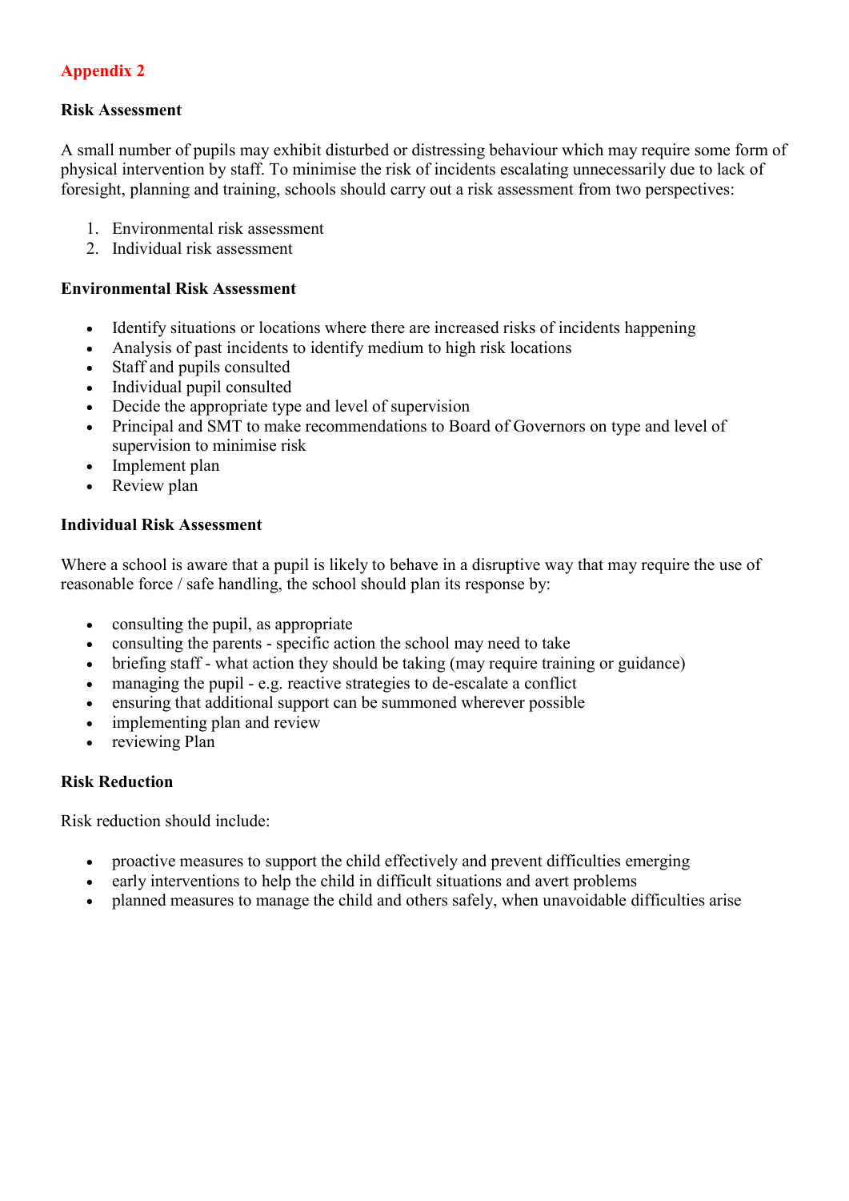## Appendix 2

### Risk Assessment

A small number of pupils may exhibit disturbed or distressing behaviour which may require some form of physical intervention by staff. To minimise the risk of incidents escalating unnecessarily due to lack of foresight, planning and training, schools should carry out a risk assessment from two perspectives:

1. Environmental risk assessment
2. Individual risk assessment

### Environmental Risk Assessment

- Identify situations or locations where there are increased risks of incidents happening
- Analysis of past incidents to identify medium to high risk locations
- Staff and pupils consulted
- Individual pupil consulted
- Decide the appropriate type and level of supervision
- Principal and SMT to make recommendations to Board of Governors on type and level of supervision to minimise risk
- Implement plan
- Review plan

### Individual Risk Assessment

Where a school is aware that a pupil is likely to behave in a disruptive way that may require the use of reasonable force / safe handling, the school should plan its response by:

- consulting the pupil, as appropriate
- consulting the parents - specific action the school may need to take
- briefing staff - what action they should be taking (may require training or guidance)
- managing the pupil - e.g. reactive strategies to de-escalate a conflict
- ensuring that additional support can be summoned wherever possible
- implementing plan and review
- reviewing Plan

### Risk Reduction

Risk reduction should include:

- proactive measures to support the child effectively and prevent difficulties emerging
- early interventions to help the child in difficult situations and avert problems
- planned measures to manage the child and others safely, when unavoidable difficulties arise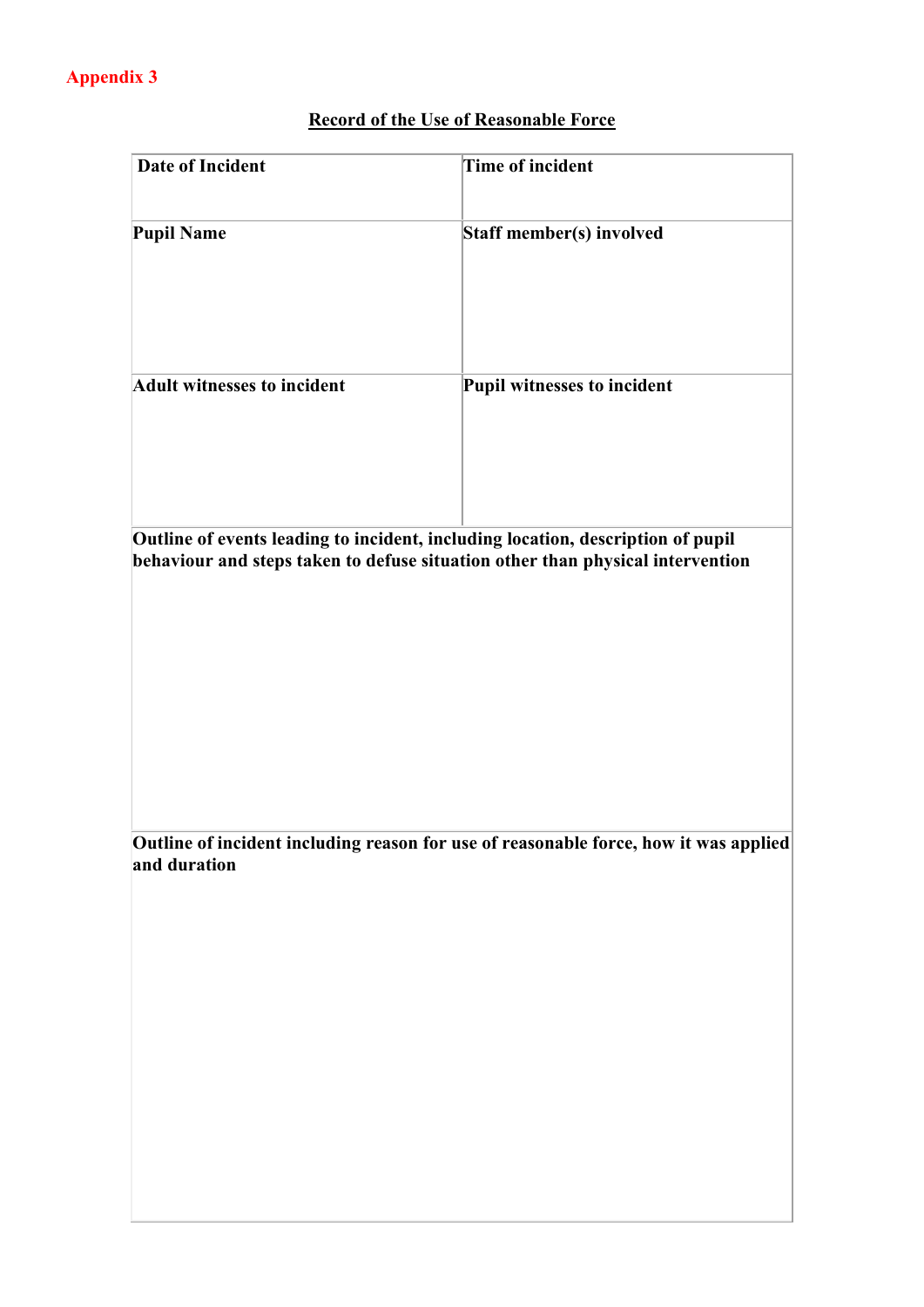**Appendix 3**

## Record of the Use of Reasonable Force

| Date of Incident | Time of incident |
|---|---|
| **Pupil Name** | **Staff member(s) involved** |
| **Adult witnesses to incident** | **Pupil witnesses to incident** |
| **Outline of events leading to incident, including location, description of pupil behaviour and steps taken to defuse situation other than physical intervention** | |
| **Outline of incident including reason for use of reasonable force, how it was applied and duration** | |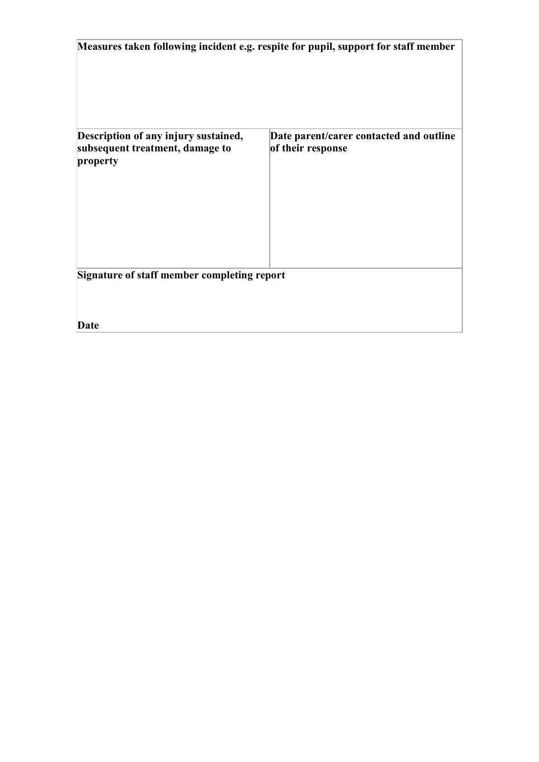| | |
| --- | --- |
| **Measures taken following incident e.g. respite for pupil, support for staff member** | |
| **Description of any injury sustained, subsequent treatment, damage to property** | **Date parent/carer contacted and outline of their response** |
| **Signature of staff member completing report**<br><br>**Date** | |